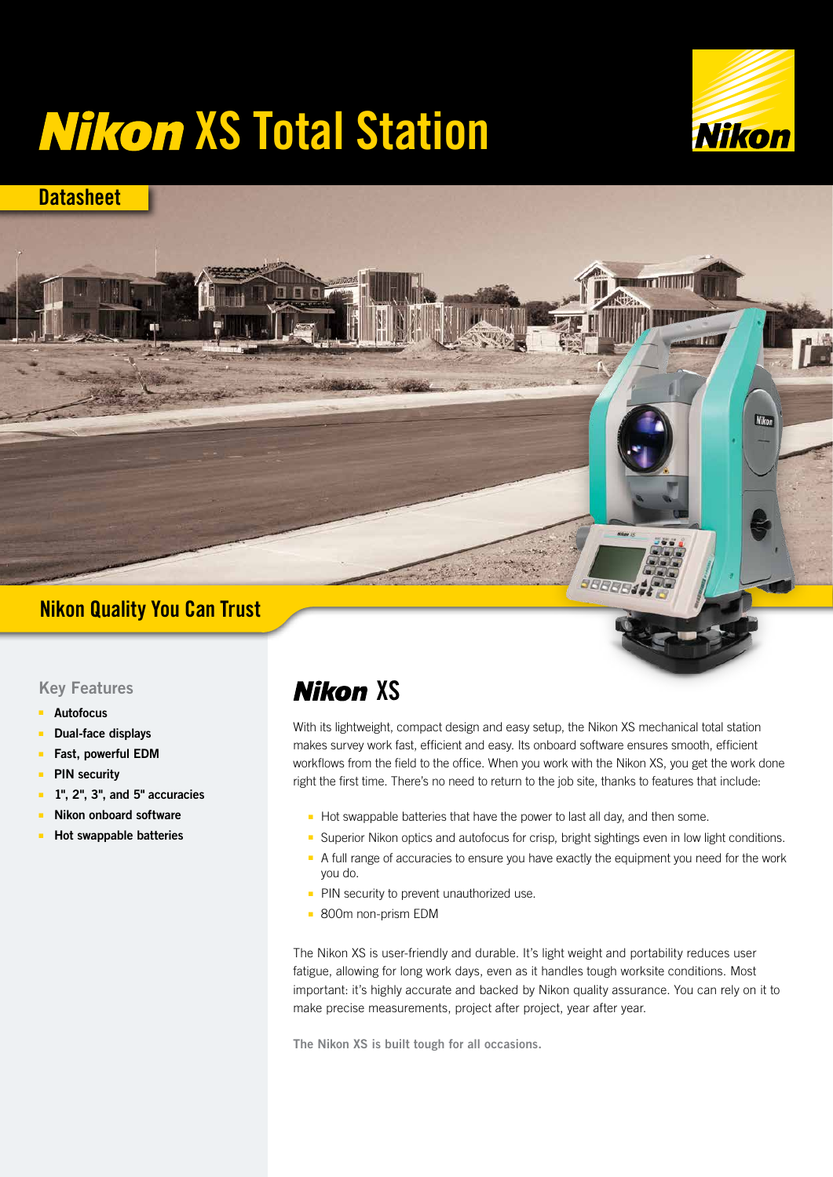# Nikon XS Total Station

Datasheet

## Nikon Quality You Can Trust

### Key Features

- **Autofocus**
- **Dual-face displays**
- **Fast, powerful EDM**
- **PIN security**
- **1", 2", 3", and 5" accuracies**
- **Nikon onboard software**
- **Hot swappable batteries**

## Nikon XS

With its lightweight, compact design and easy setup, the Nikon XS mechanical total station makes survey work fast, efficient and easy. Its onboard software ensures smooth, efficient workflows from the field to the office. When you work with the Nikon XS, you get the work done right the first time. There's no need to return to the job site, thanks to features that include:

- Hot swappable batteries that have the power to last all day, and then some.
- Superior Nikon optics and autofocus for crisp, bright sightings even in low light conditions.
- A full range of accuracies to ensure you have exactly the equipment you need for the work you do.
- PIN security to prevent unauthorized use.
- 800m non-prism EDM

The Nikon XS is user-friendly and durable. It's light weight and portability reduces user fatigue, allowing for long work days, even as it handles tough worksite conditions. Most important: it's highly accurate and backed by Nikon quality assurance. You can rely on it to make precise measurements, project after project, year after year.

**The Nikon XS is built tough for all occasions.**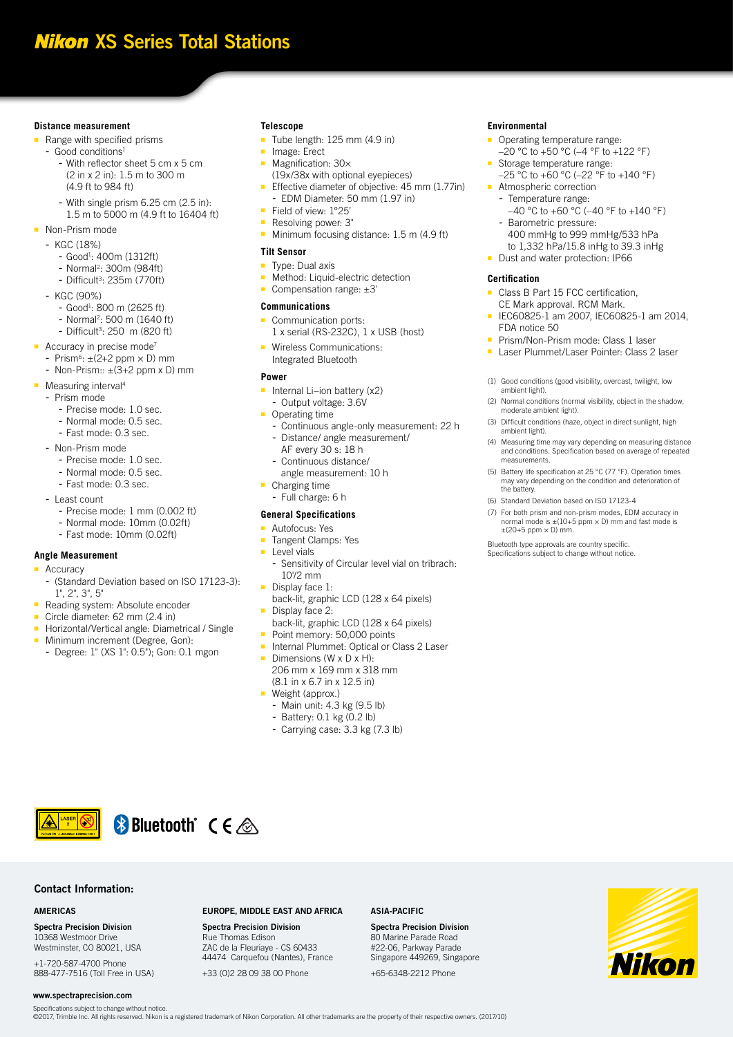# Nikon XS Series Total Stations

### Distance measurement

- Range with specified prisms
  - Good conditions[1]
    - With reflector sheet 5 cm x 5 cm (2 in x 2 in): 1.5 m to 300 m (4.9 ft to 984 ft)
    - With single prism 6.25 cm (2.5 in): 1.5 m to 5000 m (4.9 ft to 16404 ft)
- Non-Prism mode
  - KGC (18%)
    - Good[1]: 400m (1312ft)
    - Normal[2]: 300m (984ft)
    - Difficult[3]: 235m (770ft)
  - KGC (90%)
    - Good[1]: 800 m (2625 ft)
    - Normal[2]: 500 m (1640 ft)
    - Difficult[3]: 250 m (820 ft)
- Accuracy in precise mode[7]
  - Prism[6]: ±(2+2 ppm × D) mm
  - Non-Prism:: ±(3+2 ppm x D) mm
- Measuring interval[4]
  - Prism mode
    - Precise mode: 1.0 sec.
    - Normal mode: 0.5 sec.
    - Fast mode: 0.3 sec.
  - Non-Prism mode
    - Precise mode: 1.0 sec.
    - Normal mode: 0.5 sec.
    - Fast mode: 0.3 sec.
  - Least count
    - Precise mode: 1 mm (0.002 ft)
    - Normal mode: 10mm (0.02ft)
    - Fast mode: 10mm (0.02ft)

### Angle Measurement

- Accuracy
  - (Standard Deviation based on ISO 17123-3): 1", 2", 3", 5"
- Reading system: Absolute encoder
- Circle diameter: 62 mm (2.4 in)
- Horizontal/Vertical angle: Diametrical / Single
- Minimum increment (Degree, Gon):
  - Degree: 1" (XS 1": 0.5"); Gon: 0.1 mgon

### Telescope

- Tube length: 125 mm (4.9 in)
- Image: Erect
- Magnification: 30× (19x/38x with optional eyepieces)
- Effective diameter of objective: 45 mm (1.77in)
  - EDM Diameter: 50 mm (1.97 in)
- Field of view: 1°25'
- Resolving power: 3"
- Minimum focusing distance: 1.5 m (4.9 ft)

### Tilt Sensor

- Type: Dual axis
- Method: Liquid-electric detection
- Compensation range: ±3'

### Communications

- Communication ports: 1 x serial (RS-232C), 1 x USB (host)
- Wireless Communications: Integrated Bluetooth

### Power

- Internal Li–ion battery (x2)
  - Output voltage: 3.6V
- Operating time
  - Continuous angle-only measurement: 22 h
  - Distance/ angle measurement/ AF every 30 s: 18 h
  - Continuous distance/ angle measurement: 10 h
- Charging time
  - Full charge: 6 h

### General Specifications

- Autofocus: Yes
- Tangent Clamps: Yes
- Level vials
  - Sensitivity of Circular level vial on tribrach: 10'/2 mm
- Display face 1: back-lit, graphic LCD (128 x 64 pixels)
- Display face 2: back-lit, graphic LCD (128 x 64 pixels)
- Point memory: 50,000 points
- Internal Plummet: Optical or Class 2 Laser
- Dimensions (W x D x H): 206 mm x 169 mm x 318 mm (8.1 in x 6.7 in x 12.5 in)
- Weight (approx.)
  - Main unit: 4.3 kg (9.5 lb)
  - Battery: 0.1 kg (0.2 lb)
  - Carrying case: 3.3 kg (7.3 lb)

### Environmental

- Operating temperature range: –20 °C to +50 °C (–4 °F to +122 °F)
- Storage temperature range: –25 °C to +60 °C (–22 °F to +140 °F)
- Atmospheric correction
  - Temperature range: –40 °C to +60 °C (–40 °F to +140 °F)
  - Barometric pressure: 400 mmHg to 999 mmHg/533 hPa to 1,332 hPa/15.8 inHg to 39.3 inHg
- Dust and water protection: IP66

### Certification

- Class B Part 15 FCC certification, CE Mark approval. RCM Mark.
- IEC60825-1 am 2007, IEC60825-1 am 2014, FDA notice 50
- Prism/Non-Prism mode: Class 1 laser
- Laser Plummet/Laser Pointer: Class 2 laser

(1) Good conditions (good visibility, overcast, twilight, low ambient light).
(2) Normal conditions (normal visibility, object in the shadow, moderate ambient light).
(3) Difficult conditions (haze, object in direct sunlight, high ambient light).
(4) Measuring time may vary depending on measuring distance and conditions. Specification based on average of repeated measurements.
(5) Battery life specification at 25 °C (77 °F). Operation times may vary depending on the condition and deterioration of the battery.
(6) Standard Deviation based on ISO 17123-4
(7) For both prism and non-prism modes, EDM accuracy in normal mode is ±(10+5 ppm × D) mm and fast mode is ±(20+5 ppm × D) mm.

Bluetooth type approvals are country specific.
Specifications subject to change without notice.

Bluetooth CE

## Contact Information:

**AMERICAS**
**Spectra Precision Division**
10368 Westmoor Drive
Westminster, CO 80021, USA
+1-720-587-4700 Phone
888-477-7516 (Toll Free in USA)

**EUROPE, MIDDLE EAST AND AFRICA**
**Spectra Precision Division**
Rue Thomas Edison
ZAC de la Fleuriaye - CS 60433
44474 Carquefou (Nantes), France
+33 (0)2 28 09 38 00 Phone

**ASIA-PACIFIC**
**Spectra Precision Division**
80 Marine Parade Road
#22-06, Parkway Parade
Singapore 449269, Singapore
+65-6348-2212 Phone

Nikon

**www.spectraprecision.com**

Specifications subject to change without notice.
©2017, Trimble Inc. All rights reserved. Nikon is a registered trademark of Nikon Corporation. All other trademarks are the property of their respective owners. (2017/10)